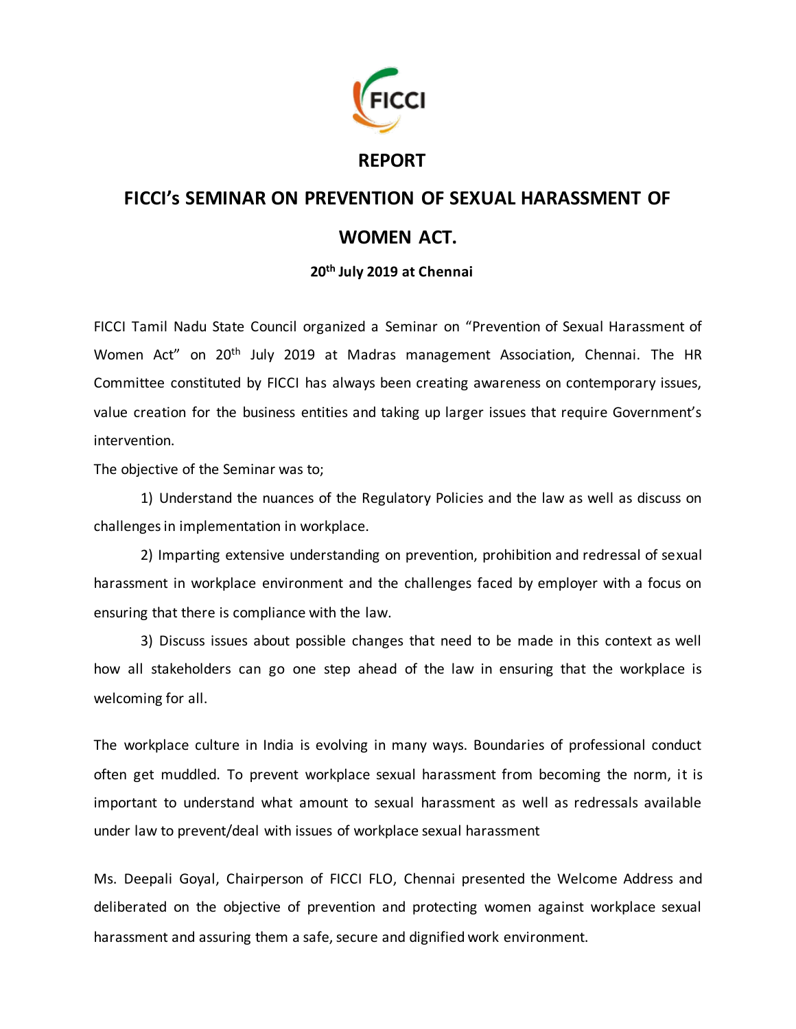# REPORT

# FICCI's SEMINAR ON PREVENTION OF SEXUAL HARASSMENT OF WOMEN ACT.

**20th July 2019 at Chennai**

FICCI Tamil Nadu State Council organized a Seminar on "Prevention of Sexual Harassment of Women Act" on 20th July 2019 at Madras management Association, Chennai. The HR Committee constituted by FICCI has always been creating awareness on contemporary issues, value creation for the business entities and taking up larger issues that require Government's intervention.

The objective of the Seminar was to;

1) Understand the nuances of the Regulatory Policies and the law as well as discuss on challenges in implementation in workplace.

2) Imparting extensive understanding on prevention, prohibition and redressal of sexual harassment in workplace environment and the challenges faced by employer with a focus on ensuring that there is compliance with the law.

3) Discuss issues about possible changes that need to be made in this context as well how all stakeholders can go one step ahead of the law in ensuring that the workplace is welcoming for all.

The workplace culture in India is evolving in many ways. Boundaries of professional conduct often get muddled. To prevent workplace sexual harassment from becoming the norm, it is important to understand what amount to sexual harassment as well as redressals available under law to prevent/deal with issues of workplace sexual harassment

Ms. Deepali Goyal, Chairperson of FICCI FLO, Chennai presented the Welcome Address and deliberated on the objective of prevention and protecting women against workplace sexual harassment and assuring them a safe, secure and dignified work environment.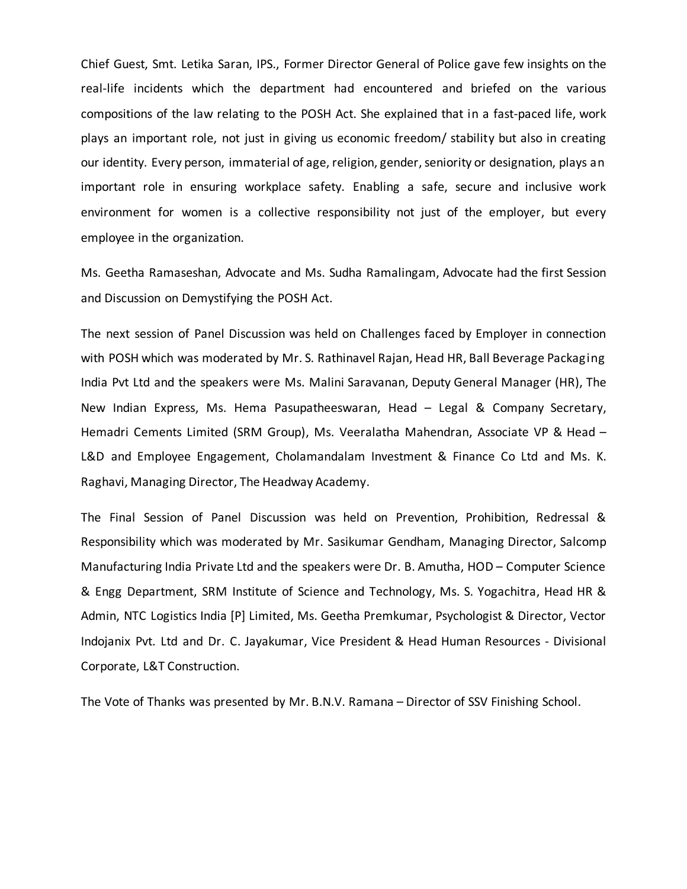Chief Guest, Smt. Letika Saran, IPS., Former Director General of Police gave few insights on the real-life incidents which the department had encountered and briefed on the various compositions of the law relating to the POSH Act. She explained that in a fast-paced life, work plays an important role, not just in giving us economic freedom/ stability but also in creating our identity. Every person, immaterial of age, religion, gender, seniority or designation, plays an important role in ensuring workplace safety. Enabling a safe, secure and inclusive work environment for women is a collective responsibility not just of the employer, but every employee in the organization.

Ms. Geetha Ramaseshan, Advocate and Ms. Sudha Ramalingam, Advocate had the first Session and Discussion on Demystifying the POSH Act.

The next session of Panel Discussion was held on Challenges faced by Employer in connection with POSH which was moderated by Mr. S. Rathinavel Rajan, Head HR, Ball Beverage Packaging India Pvt Ltd and the speakers were Ms. Malini Saravanan, Deputy General Manager (HR), The New Indian Express, Ms. Hema Pasupatheeswaran, Head – Legal & Company Secretary, Hemadri Cements Limited (SRM Group), Ms. Veeralatha Mahendran, Associate VP & Head – L&D and Employee Engagement, Cholamandalam Investment & Finance Co Ltd and Ms. K. Raghavi, Managing Director, The Headway Academy.

The Final Session of Panel Discussion was held on Prevention, Prohibition, Redressal & Responsibility which was moderated by Mr. Sasikumar Gendham, Managing Director, Salcomp Manufacturing India Private Ltd and the speakers were Dr. B. Amutha, HOD – Computer Science & Engg Department, SRM Institute of Science and Technology, Ms. S. Yogachitra, Head HR & Admin, NTC Logistics India [P] Limited, Ms. Geetha Premkumar, Psychologist & Director, Vector Indojanix Pvt. Ltd and Dr. C. Jayakumar, Vice President & Head Human Resources - Divisional Corporate, L&T Construction.

The Vote of Thanks was presented by Mr. B.N.V. Ramana – Director of SSV Finishing School.